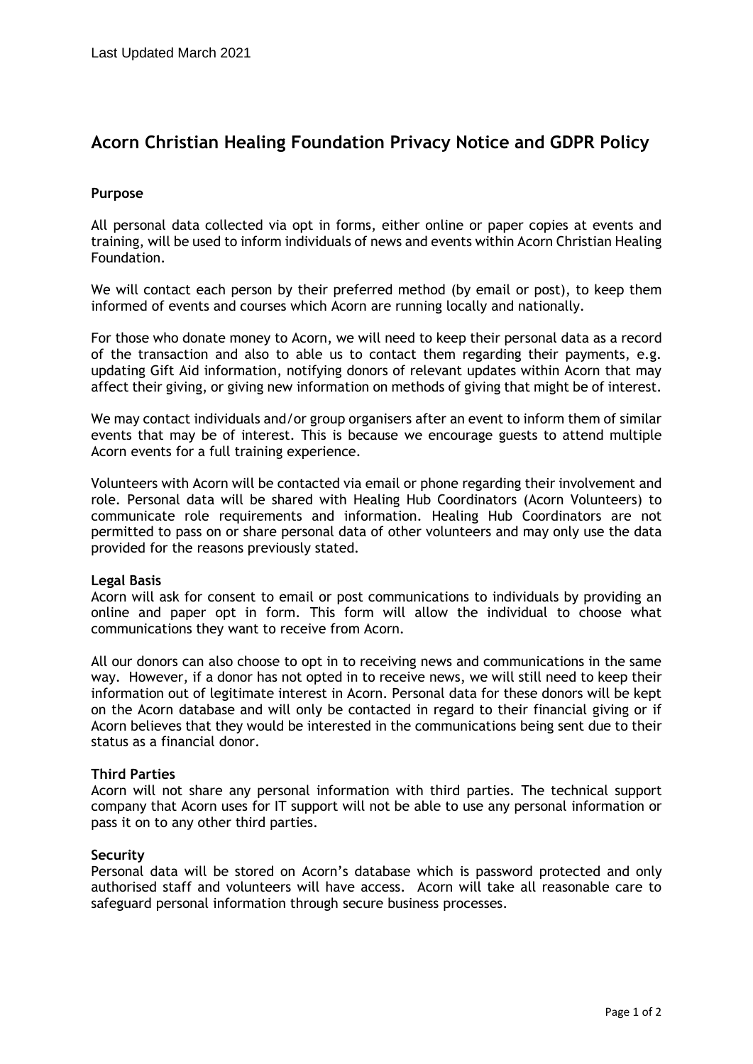Last Updated March 2021

# Acorn Christian Healing Foundation Privacy Notice and GDPR Policy

**Purpose**

All personal data collected via opt in forms, either online or paper copies at events and training, will be used to inform individuals of news and events within Acorn Christian Healing Foundation.

We will contact each person by their preferred method (by email or post), to keep them informed of events and courses which Acorn are running locally and nationally.

For those who donate money to Acorn, we will need to keep their personal data as a record of the transaction and also to able us to contact them regarding their payments, e.g. updating Gift Aid information, notifying donors of relevant updates within Acorn that may affect their giving, or giving new information on methods of giving that might be of interest.

We may contact individuals and/or group organisers after an event to inform them of similar events that may be of interest. This is because we encourage guests to attend multiple Acorn events for a full training experience.

Volunteers with Acorn will be contacted via email or phone regarding their involvement and role. Personal data will be shared with Healing Hub Coordinators (Acorn Volunteers) to communicate role requirements and information. Healing Hub Coordinators are not permitted to pass on or share personal data of other volunteers and may only use the data provided for the reasons previously stated.

**Legal Basis**

Acorn will ask for consent to email or post communications to individuals by providing an online and paper opt in form. This form will allow the individual to choose what communications they want to receive from Acorn.

All our donors can also choose to opt in to receiving news and communications in the same way. However, if a donor has not opted in to receive news, we will still need to keep their information out of legitimate interest in Acorn. Personal data for these donors will be kept on the Acorn database and will only be contacted in regard to their financial giving or if Acorn believes that they would be interested in the communications being sent due to their status as a financial donor.

**Third Parties**

Acorn will not share any personal information with third parties. The technical support company that Acorn uses for IT support will not be able to use any personal information or pass it on to any other third parties.

**Security**

Personal data will be stored on Acorn's database which is password protected and only authorised staff and volunteers will have access. Acorn will take all reasonable care to safeguard personal information through secure business processes.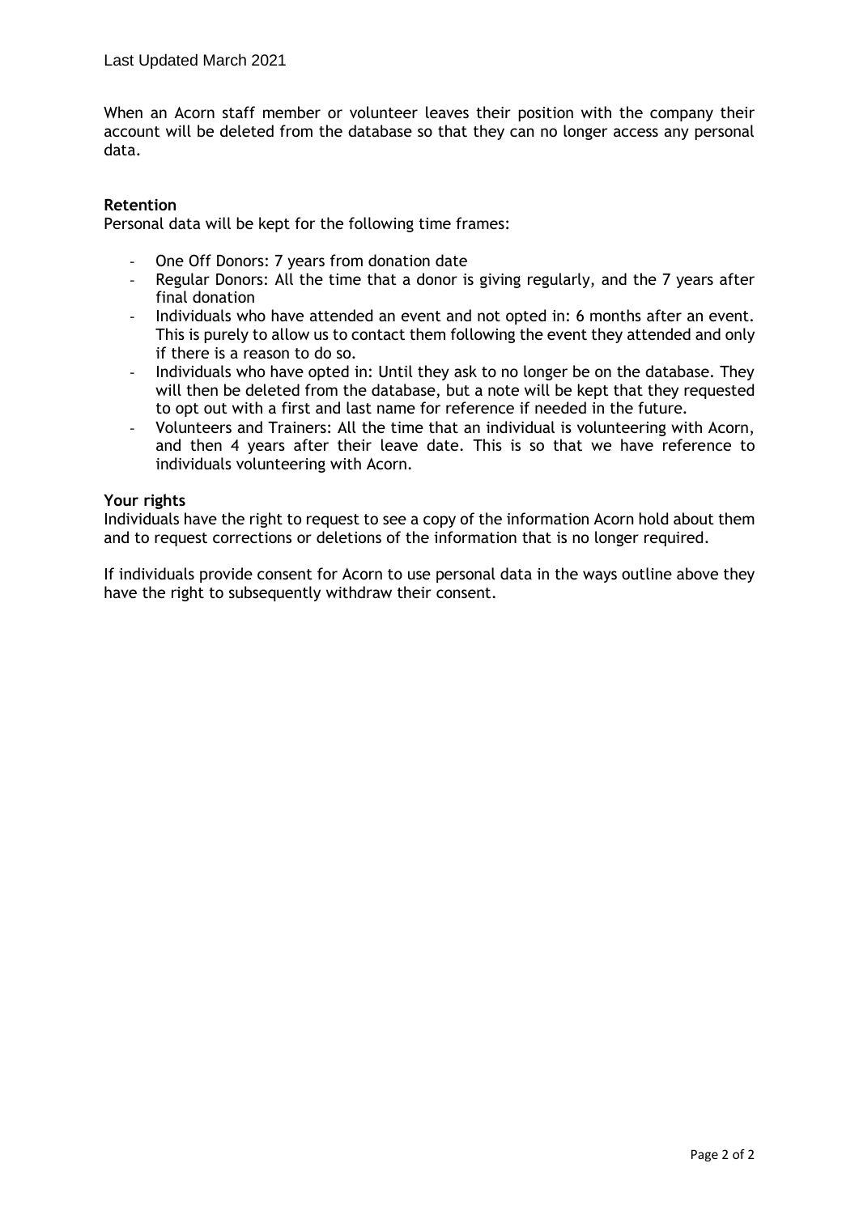Last Updated March 2021

When an Acorn staff member or volunteer leaves their position with the company their account will be deleted from the database so that they can no longer access any personal data.

**Retention**

Personal data will be kept for the following time frames:

- One Off Donors: 7 years from donation date
- Regular Donors: All the time that a donor is giving regularly, and the 7 years after final donation
- Individuals who have attended an event and not opted in: 6 months after an event. This is purely to allow us to contact them following the event they attended and only if there is a reason to do so.
- Individuals who have opted in: Until they ask to no longer be on the database. They will then be deleted from the database, but a note will be kept that they requested to opt out with a first and last name for reference if needed in the future.
- Volunteers and Trainers: All the time that an individual is volunteering with Acorn, and then 4 years after their leave date. This is so that we have reference to individuals volunteering with Acorn.

**Your rights**

Individuals have the right to request to see a copy of the information Acorn hold about them and to request corrections or deletions of the information that is no longer required.

If individuals provide consent for Acorn to use personal data in the ways outline above they have the right to subsequently withdraw their consent.